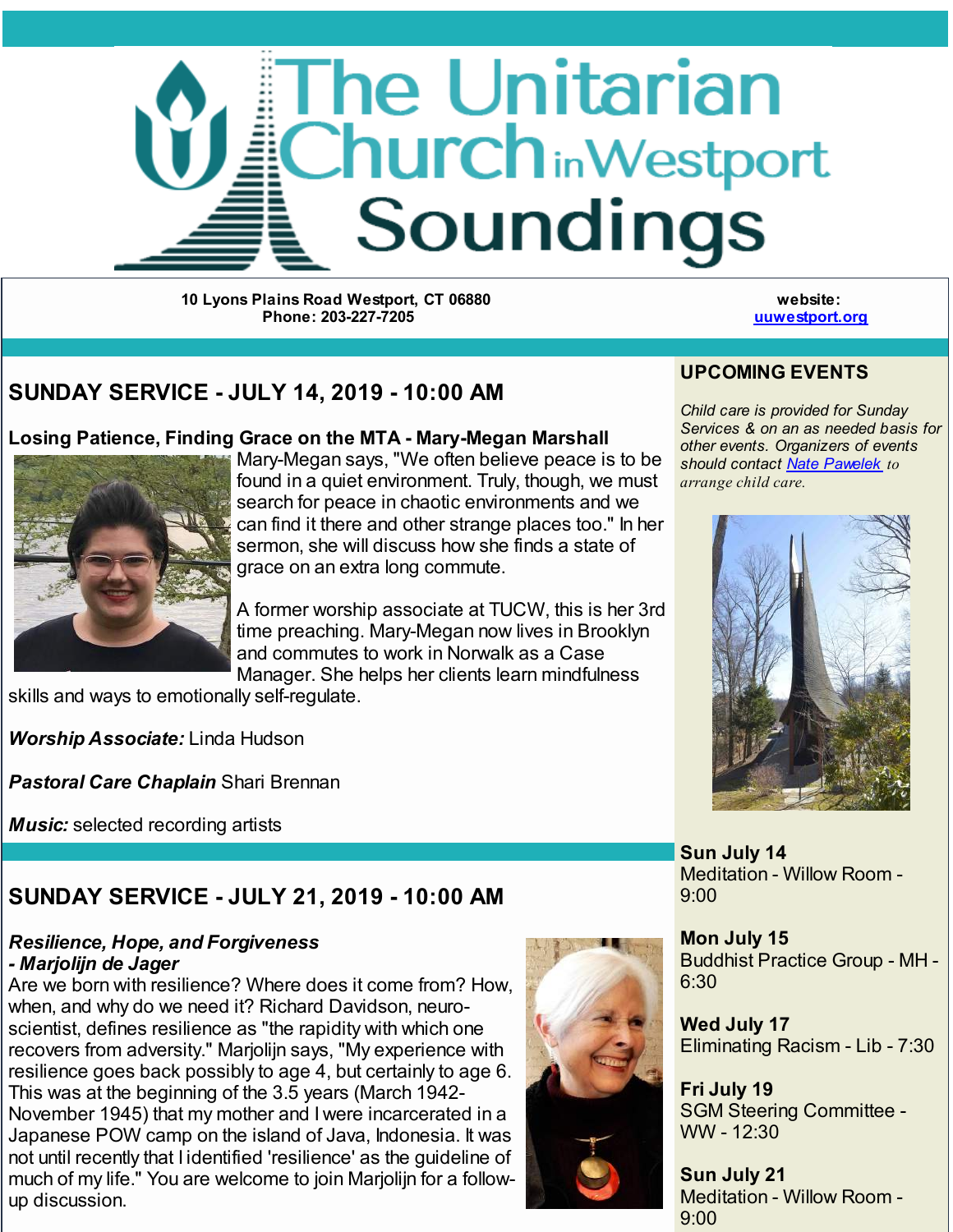# The Unitarian Church in Westport Soundings

**10 Lyons Plains Road Westport, CT 06880**
**Phone: 203-227-7205**

**website:**
**uuwestport.org**

## SUNDAY SERVICE - JULY 14, 2019 - 10:00 AM

**Losing Patience, Finding Grace on the MTA - Mary-Megan Marshall**

Mary-Megan says, "We often believe peace is to be found in a quiet environment. Truly, though, we must search for peace in chaotic environments and we can find it there and other strange places too." In her sermon, she will discuss how she finds a state of grace on an extra long commute.

A former worship associate at TUCW, this is her 3rd time preaching. Mary-Megan now lives in Brooklyn and commutes to work in Norwalk as a Case Manager. She helps her clients learn mindfulness skills and ways to emotionally self-regulate.

***Worship Associate:*** Linda Hudson

***Pastoral Care Chaplain*** Shari Brennan

***Music:*** selected recording artists

## SUNDAY SERVICE - JULY 21, 2019 - 10:00 AM

***Resilience, Hope, and Forgiveness - Marjolijn de Jager***

Are we born with resilience? Where does it come from? How, when, and why do we need it? Richard Davidson, neuro-scientist, defines resilience as "the rapidity with which one recovers from adversity." Marjolijn says, "My experience with resilience goes back possibly to age 4, but certainly to age 6. This was at the beginning of the 3.5 years (March 1942-November 1945) that my mother and I were incarcerated in a Japanese POW camp on the island of Java, Indonesia. It was not until recently that I identified 'resilience' as the guideline of much of my life." You are welcome to join Marjolijn for a follow-up discussion.

## UPCOMING EVENTS

*Child care is provided for Sunday Services & on an as needed basis for other events. Organizers of events should contact Nate Pawelek to arrange child care.*

**Sun July 14**
Meditation - Willow Room - 9:00

**Mon July 15**
Buddhist Practice Group - MH - 6:30

**Wed July 17**
Eliminating Racism - Lib - 7:30

**Fri July 19**
SGM Steering Committee - WW - 12:30

**Sun July 21**
Meditation - Willow Room - 9:00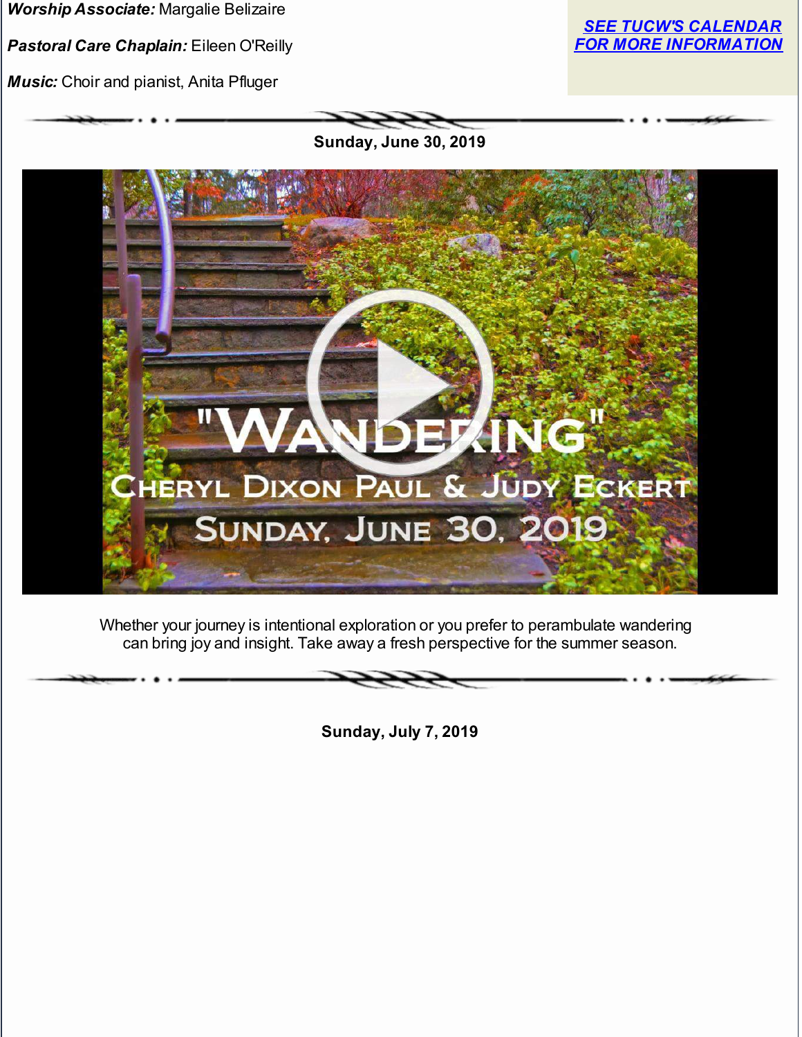***Worship Associate:*** Margalie Belizaire

***Pastoral Care Chaplain:*** Eileen O'Reilly

***Music:*** Choir and pianist, Anita Pfluger

***SEE TUCW'S CALENDAR FOR MORE INFORMATION***

**Sunday, June 30, 2019**

"WANDERING"
CHERYL DIXON PAUL & JUDY ECKERT
SUNDAY, JUNE 30, 2019

Whether your journey is intentional exploration or you prefer to perambulate wandering can bring joy and insight. Take away a fresh perspective for the summer season.

**Sunday, July 7, 2019**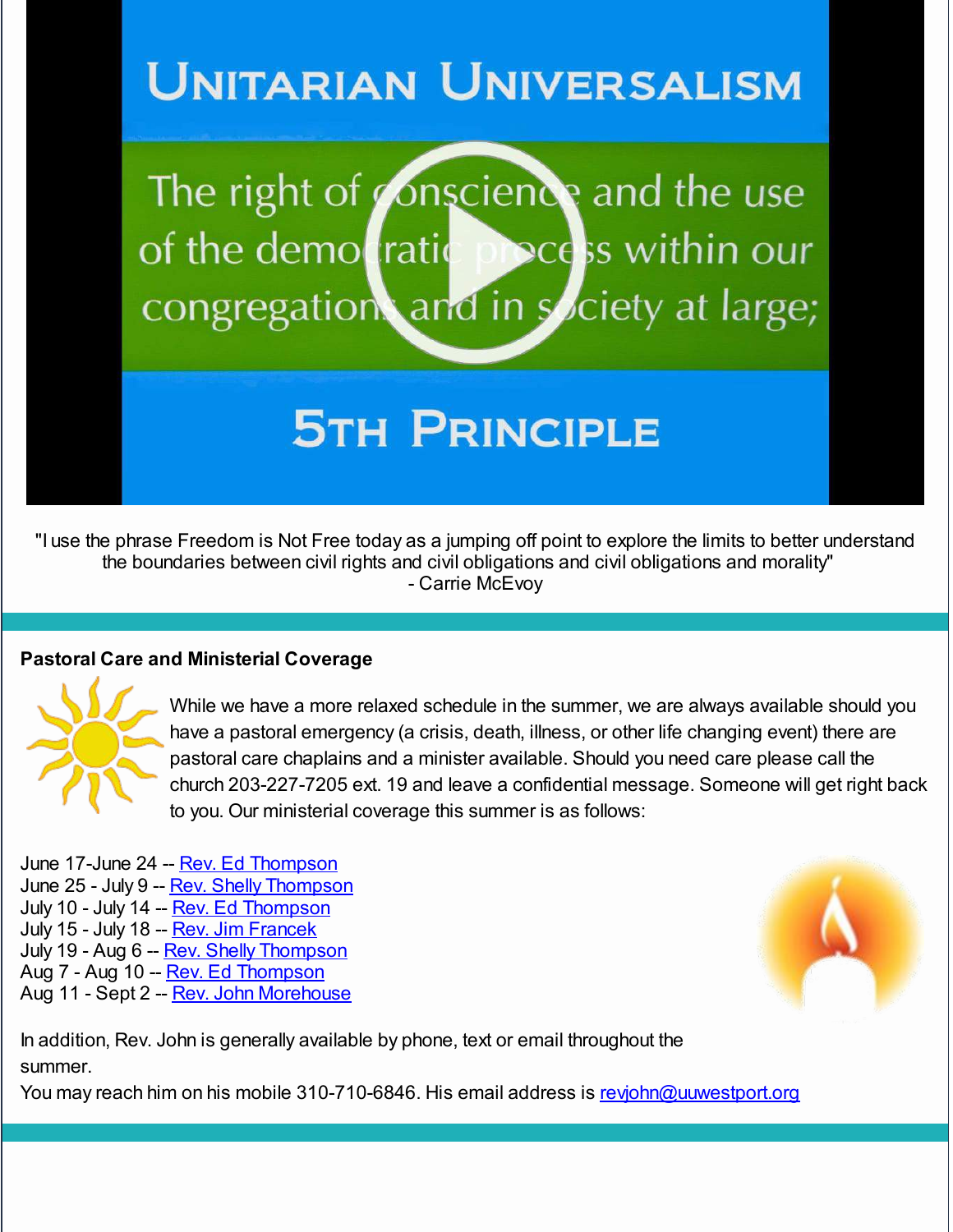UNITARIAN UNIVERSALISM

The right of conscience and the use of the democratic process within our congregations and in society at large;

5TH PRINCIPLE

"I use the phrase Freedom is Not Free today as a jumping off point to explore the limits to better understand the boundaries between civil rights and civil obligations and civil obligations and morality"
- Carrie McEvoy

**Pastoral Care and Ministerial Coverage**

While we have a more relaxed schedule in the summer, we are always available should you have a pastoral emergency (a crisis, death, illness, or other life changing event) there are pastoral care chaplains and a minister available. Should you need care please call the church 203-227-7205 ext. 19 and leave a confidential message. Someone will get right back to you. Our ministerial coverage this summer is as follows:

June 17-June 24 -- Rev. Ed Thompson
June 25 - July 9 -- Rev. Shelly Thompson
July 10 - July 14 -- Rev. Ed Thompson
July 15 - July 18 -- Rev. Jim Francek
July 19 - Aug 6 -- Rev. Shelly Thompson
Aug 7 - Aug 10 -- Rev. Ed Thompson
Aug 11 - Sept 2 -- Rev. John Morehouse

In addition, Rev. John is generally available by phone, text or email throughout the summer.
You may reach him on his mobile 310-710-6846. His email address is revjohn@uuwestport.org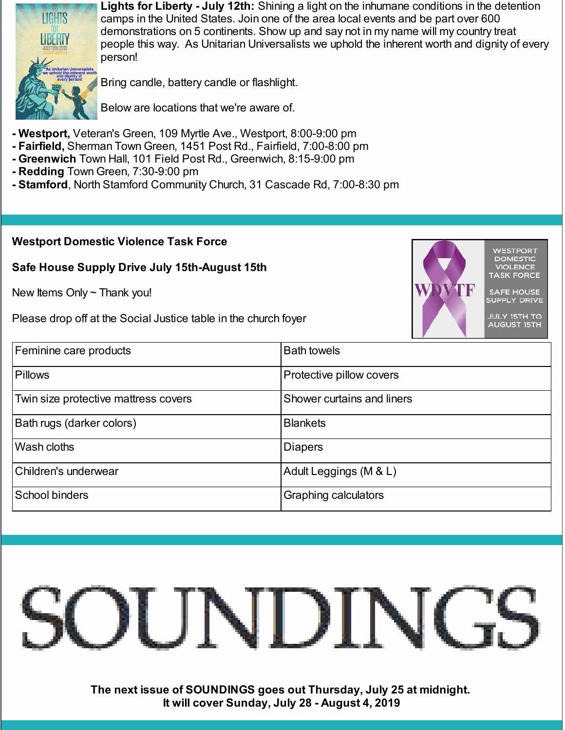**Lights for Liberty - July 12th:** Shining a light on the inhumane conditions in the detention camps in the United States. Join one of the area local events and be part over 600 demonstrations on 5 continents. Show up and say not in my name will my country treat people this way. As Unitarian Universalists we uphold the inherent worth and dignity of every person!

Bring candle, battery candle or flashlight.

Below are locations that we're aware of.

- **Westport,** Veteran's Green, 109 Myrtle Ave., Westport, 8:00-9:00 pm
- **Fairfield,** Sherman Town Green, 1451 Post Rd., Fairfield, 7:00-8:00 pm
- **Greenwich** Town Hall, 101 Field Post Rd., Greenwich, 8:15-9:00 pm
- **Redding** Town Green, 7:30-9:00 pm
- **Stamford**, North Stamford Community Church, 31 Cascade Rd, 7:00-8:30 pm

---

**Westport Domestic Violence Task Force**

**Safe House Supply Drive July 15th-August 15th**

New Items Only ~ Thank you!

Please drop off at the Social Justice table in the church foyer

| Feminine care products | Bath towels |
|---|---|
| Pillows | Protective pillow covers |
| Twin size protective mattress covers | Shower curtains and liners |
| Bath rugs (darker colors) | Blankets |
| Wash cloths | Diapers |
| Children's underwear | Adult Leggings (M & L) |
| School binders | Graphing calculators |

---

# SOUNDINGS

**The next issue of SOUNDINGS goes out Thursday, July 25 at midnight.**
**It will cover Sunday, July 28 - August 4, 2019**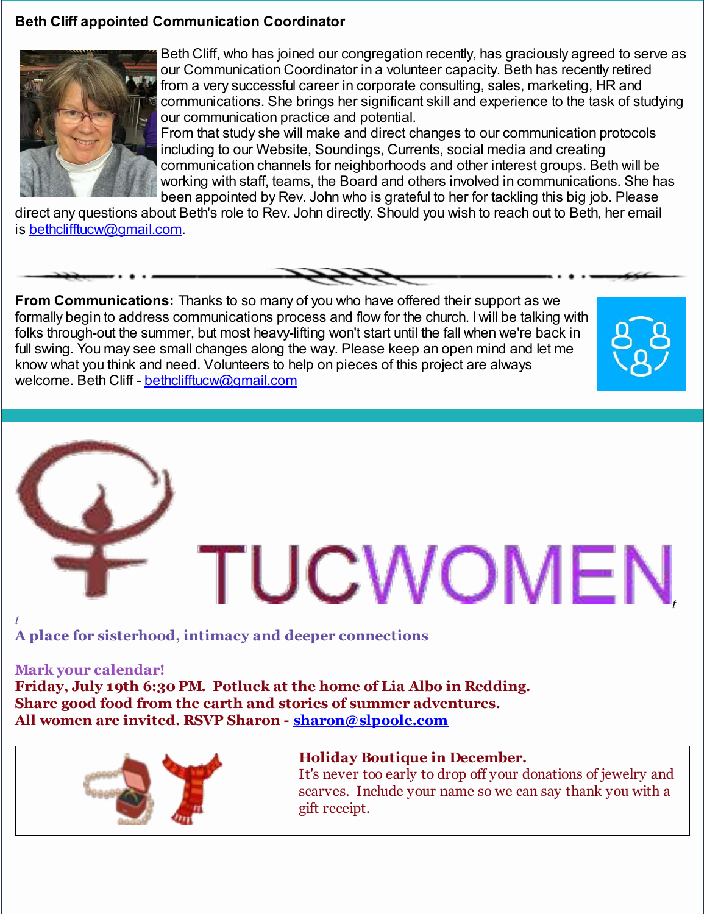## Beth Cliff appointed Communication Coordinator

Beth Cliff, who has joined our congregation recently, has graciously agreed to serve as our Communication Coordinator in a volunteer capacity. Beth has recently retired from a very successful career in corporate consulting, sales, marketing, HR and communications. She brings her significant skill and experience to the task of studying our communication practice and potential.

From that study she will make and direct changes to our communication protocols including to our Website, Soundings, Currents, social media and creating communication channels for neighborhoods and other interest groups. Beth will be working with staff, teams, the Board and others involved in communications. She has been appointed by Rev. John who is grateful to her for tackling this big job. Please direct any questions about Beth's role to Rev. John directly. Should you wish to reach out to Beth, her email is bethclifftucw@gmail.com.

---

**From Communications:** Thanks to so many of you who have offered their support as we formally begin to address communications process and flow for the church. I will be talking with folks through-out the summer, but most heavy-lifting won't start until the fall when we're back in full swing. You may see small changes along the way. Please keep an open mind and let me know what you think and need. Volunteers to help on pieces of this project are always welcome. Beth Cliff - bethclifftucw@gmail.com

---

# TUCWOMEN

**A place for sisterhood, intimacy and deeper connections**

**Mark your calendar!**
**Friday, July 19th 6:30 PM. Potluck at the home of Lia Albo in Redding.**
**Share good food from the earth and stories of summer adventures.**
**All women are invited. RSVP Sharon - sharon@slpoole.com**

**Holiday Boutique in December.**
It's never too early to drop off your donations of jewelry and scarves. Include your name so we can say thank you with a gift receipt.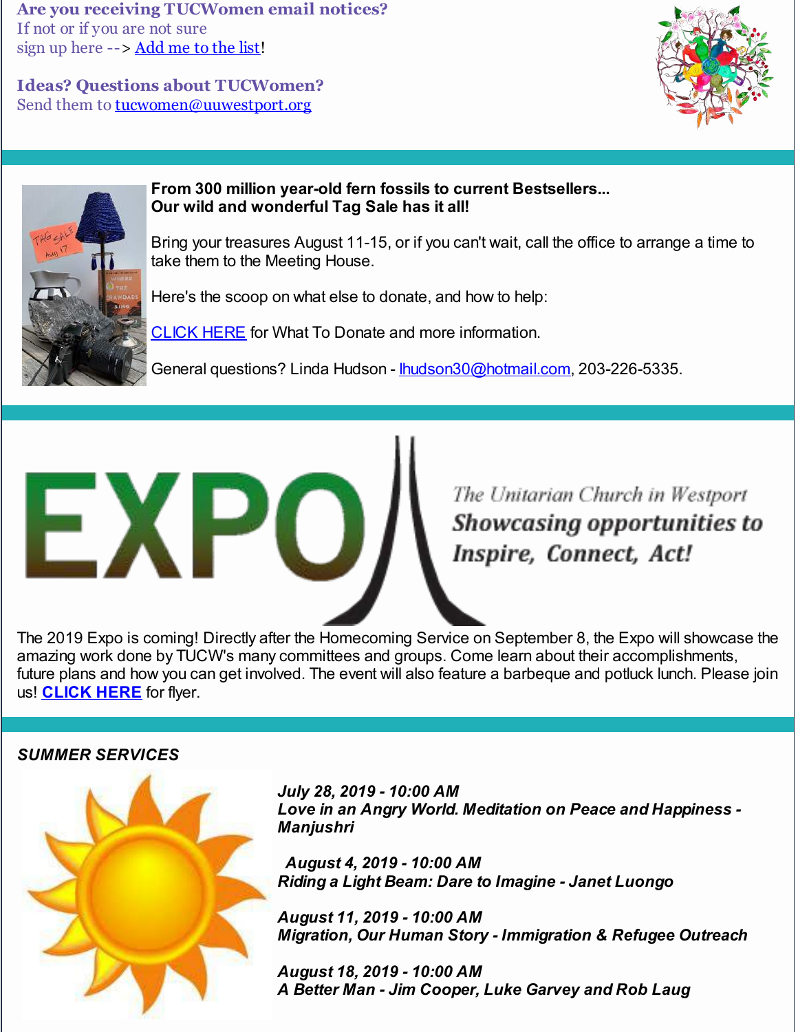**Are you receiving TUCWomen email notices?**
If not or if you are not sure
sign up here --> Add me to the list!

**Ideas? Questions about TUCWomen?**
Send them to tucwomen@uuwestport.org

**From 300 million year-old fern fossils to current Bestsellers...**
**Our wild and wonderful Tag Sale has it all!**

Bring your treasures August 11-15, or if you can't wait, call the office to arrange a time to take them to the Meeting House.

Here's the scoop on what else to donate, and how to help:

CLICK HERE for What To Donate and more information.

General questions? Linda Hudson - lhudson30@hotmail.com, 203-226-5335.

# EXPO

*The Unitarian Church in Westport*
***Showcasing opportunities to Inspire, Connect, Act!***

The 2019 Expo is coming! Directly after the Homecoming Service on September 8, the Expo will showcase the amazing work done by TUCW's many committees and groups. Come learn about their accomplishments, future plans and how you can get involved. The event will also feature a barbeque and potluck lunch. Please join us! **CLICK HERE** for flyer.

***SUMMER SERVICES***

***July 28, 2019 - 10:00 AM***
***Love in an Angry World. Meditation on Peace and Happiness - Manjushri***

***August 4, 2019 - 10:00 AM***
***Riding a Light Beam: Dare to Imagine - Janet Luongo***

***August 11, 2019 - 10:00 AM***
***Migration, Our Human Story - Immigration & Refugee Outreach***

***August 18, 2019 - 10:00 AM***
***A Better Man - Jim Cooper, Luke Garvey and Rob Laug***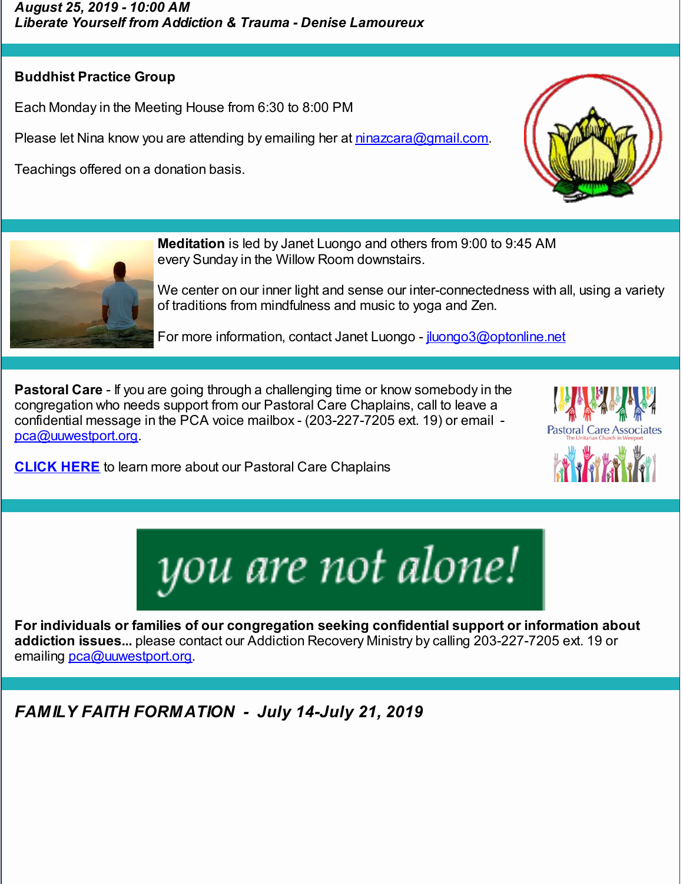***August 25, 2019 - 10:00 AM***
***Liberate Yourself from Addiction & Trauma - Denise Lamoureux***

**Buddhist Practice Group**

Each Monday in the Meeting House from 6:30 to 8:00 PM

Please let Nina know you are attending by emailing her at ninazcara@gmail.com.

Teachings offered on a donation basis.

**Meditation** is led by Janet Luongo and others from 9:00 to 9:45 AM every Sunday in the Willow Room downstairs.

We center on our inner light and sense our inter-connectedness with all, using a variety of traditions from mindfulness and music to yoga and Zen.

For more information, contact Janet Luongo - jluongo3@optonline.net

**Pastoral Care** - If you are going through a challenging time or know somebody in the congregation who needs support from our Pastoral Care Chaplains, call to leave a confidential message in the PCA voice mailbox - (203-227-7205 ext. 19) or email - pca@uuwestport.org.

**CLICK HERE** to learn more about our Pastoral Care Chaplains

Pastoral Care Associates
The Unitarian Church in Westport

*you are not alone!*

**For individuals or families of our congregation seeking confidential support or information about addiction issues...** please contact our Addiction Recovery Ministry by calling 203-227-7205 ext. 19 or emailing pca@uuwestport.org.

***FAMILY FAITH FORMATION - July 14-July 21, 2019***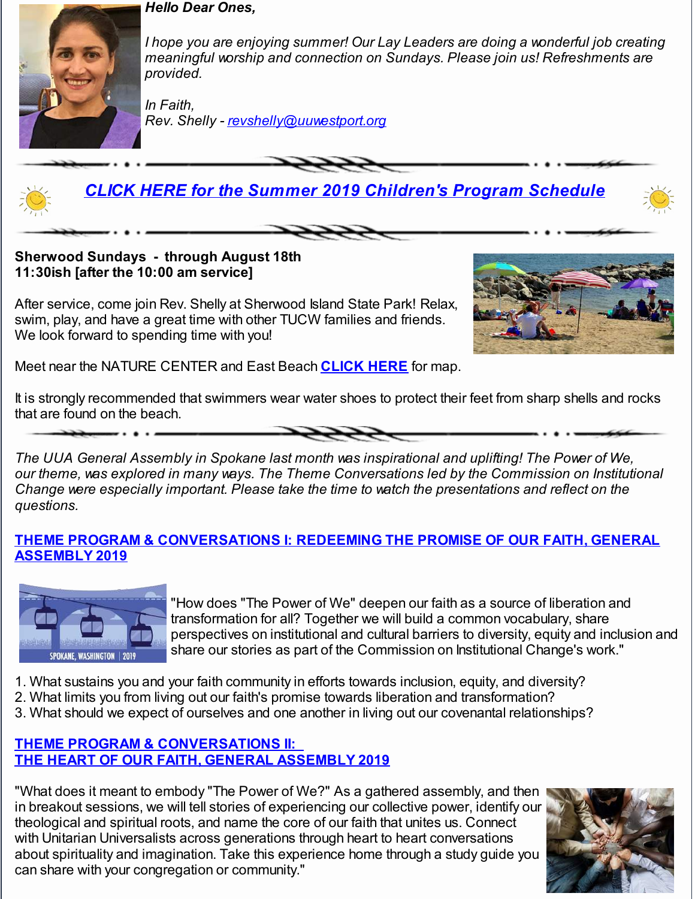***Hello Dear Ones,***

*I hope you are enjoying summer! Our Lay Leaders are doing a wonderful job creating meaningful worship and connection on Sundays. Please join us! Refreshments are provided.*

*In Faith,*
*Rev. Shelly - revshelly@uuwestport.org*

---

***CLICK HERE for the Summer 2019 Children's Program Schedule***

---

**Sherwood Sundays - through August 18th**
**11:30ish [after the 10:00 am service]**

After service, come join Rev. Shelly at Sherwood Island State Park! Relax, swim, play, and have a great time with other TUCW families and friends. We look forward to spending time with you!

Meet near the NATURE CENTER and East Beach **CLICK HERE** for map.

It is strongly recommended that swimmers wear water shoes to protect their feet from sharp shells and rocks that are found on the beach.

---

*The UUA General Assembly in Spokane last month was inspirational and uplifting! The Power of We, our theme, was explored in many ways. The Theme Conversations led by the Commission on Institutional Change were especially important. Please take the time to watch the presentations and reflect on the questions.*

**THEME PROGRAM & CONVERSATIONS I: REDEEMING THE PROMISE OF OUR FAITH, GENERAL ASSEMBLY 2019**

"How does "The Power of We" deepen our faith as a source of liberation and transformation for all? Together we will build a common vocabulary, share perspectives on institutional and cultural barriers to diversity, equity and inclusion and share our stories as part of the Commission on Institutional Change's work."

1. What sustains you and your faith community in efforts towards inclusion, equity, and diversity?
2. What limits you from living out our faith's promise towards liberation and transformation?
3. What should we expect of ourselves and one another in living out our covenantal relationships?

**THEME PROGRAM & CONVERSATIONS II:**
**THE HEART OF OUR FAITH, GENERAL ASSEMBLY 2019**

"What does it meant to embody "The Power of We?" As a gathered assembly, and then in breakout sessions, we will tell stories of experiencing our collective power, identify our theological and spiritual roots, and name the core of our faith that unites us. Connect with Unitarian Universalists across generations through heart to heart conversations about spirituality and imagination. Take this experience home through a study guide you can share with your congregation or community."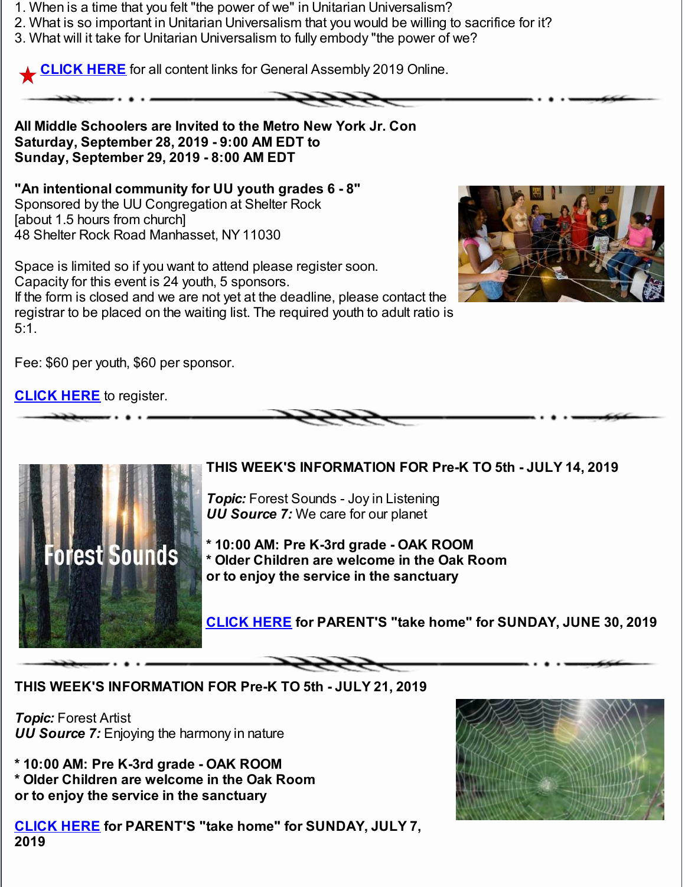1. When is a time that you felt "the power of we" in Unitarian Universalism?
2. What is so important in Unitarian Universalism that you would be willing to sacrifice for it?
3. What will it take for Unitarian Universalism to fully embody "the power of we?

★ **CLICK HERE** for all content links for General Assembly 2019 Online.

---

**All Middle Schoolers are Invited to the Metro New York Jr. Con**
**Saturday, September 28, 2019 - 9:00 AM EDT to**
**Sunday, September 29, 2019 - 8:00 AM EDT**

**"An intentional community for UU youth grades 6 - 8"**
Sponsored by the UU Congregation at Shelter Rock
[about 1.5 hours from church]
48 Shelter Rock Road Manhasset, NY 11030

Space is limited so if you want to attend please register soon.
Capacity for this event is 24 youth, 5 sponsors.
If the form is closed and we are not yet at the deadline, please contact the registrar to be placed on the waiting list. The required youth to adult ratio is 5:1.

Fee: $60 per youth, $60 per sponsor.

**CLICK HERE** to register.

---

**THIS WEEK'S INFORMATION FOR Pre-K TO 5th - JULY 14, 2019**

***Topic:*** Forest Sounds - Joy in Listening
***UU Source 7:*** We care for our planet

**\* 10:00 AM: Pre K-3rd grade - OAK ROOM**
**\* Older Children are welcome in the Oak Room or to enjoy the service in the sanctuary**

**CLICK HERE for PARENT'S "take home" for SUNDAY, JUNE 30, 2019**

---

**THIS WEEK'S INFORMATION FOR Pre-K TO 5th - JULY 21, 2019**

***Topic:*** Forest Artist
***UU Source 7:*** Enjoying the harmony in nature

**\* 10:00 AM: Pre K-3rd grade - OAK ROOM**
**\* Older Children are welcome in the Oak Room or to enjoy the service in the sanctuary**

**CLICK HERE for PARENT'S "take home" for SUNDAY, JULY 7, 2019**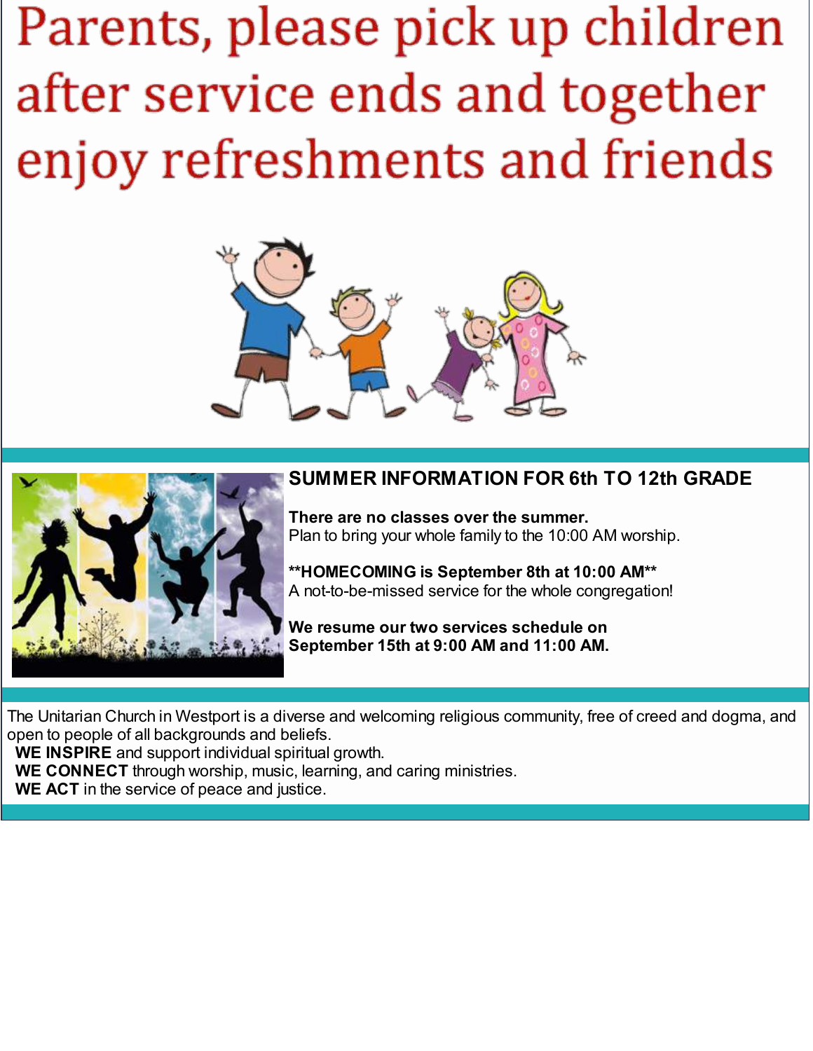# Parents, please pick up children after service ends and together enjoy refreshments and friends

## SUMMER INFORMATION FOR 6th TO 12th GRADE

**There are no classes over the summer.**
Plan to bring your whole family to the 10:00 AM worship.

****HOMECOMING is September 8th at 10:00 AM****
A not-to-be-missed service for the whole congregation!

**We resume our two services schedule on September 15th at 9:00 AM and 11:00 AM.**

The Unitarian Church in Westport is a diverse and welcoming religious community, free of creed and dogma, and open to people of all backgrounds and beliefs.

**WE INSPIRE** and support individual spiritual growth.
**WE CONNECT** through worship, music, learning, and caring ministries.
**WE ACT** in the service of peace and justice.